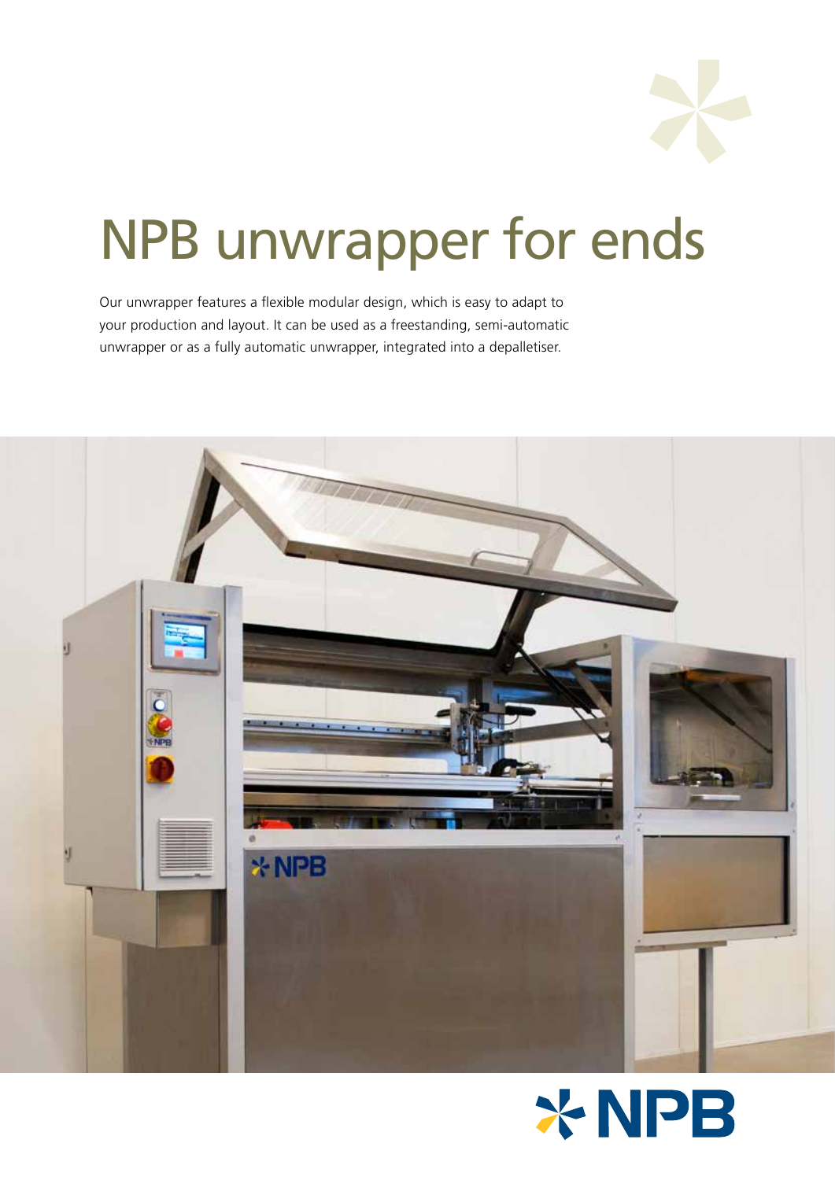# NPB unwrapper for ends

Our unwrapper features a flexible modular design, which is easy to adapt to your production and layout. It can be used as a freestanding, semi-automatic unwrapper or as a fully automatic unwrapper, integrated into a depalletiser.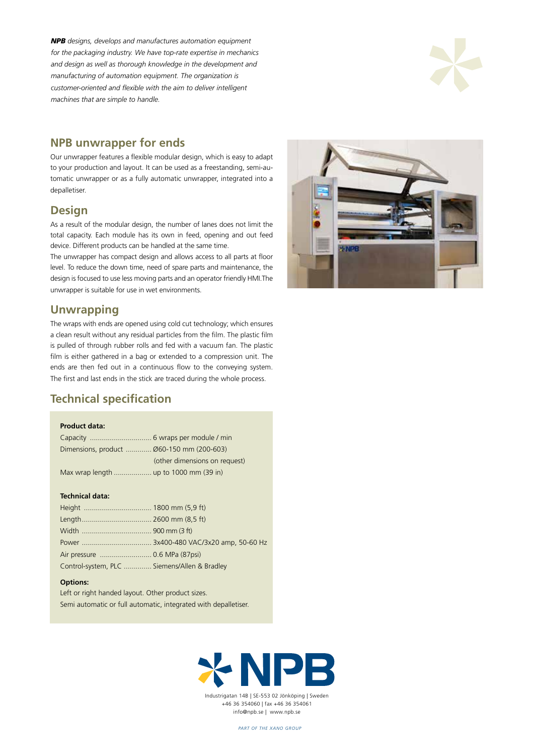***NPB** designs, develops and manufactures automation equipment for the packaging industry. We have top-rate expertise in mechanics and design as well as thorough knowledge in the development and manufacturing of automation equipment. The organization is customer-oriented and flexible with the aim to deliver intelligent machines that are simple to handle.*

## NPB unwrapper for ends

Our unwrapper features a flexible modular design, which is easy to adapt to your production and layout. It can be used as a freestanding, semi-automatic unwrapper or as a fully automatic unwrapper, integrated into a depalletiser.

## Design

As a result of the modular design, the number of lanes does not limit the total capacity. Each module has its own in feed, opening and out feed device. Different products can be handled at the same time.

The unwrapper has compact design and allows access to all parts at floor level. To reduce the down time, need of spare parts and maintenance, the design is focused to use less moving parts and an operator friendly HMI.The unwrapper is suitable for use in wet environments.

## Unwrapping

The wraps with ends are opened using cold cut technology; which ensures a clean result without any residual particles from the film. The plastic film is pulled of through rubber rolls and fed with a vacuum fan. The plastic film is either gathered in a bag or extended to a compression unit. The ends are then fed out in a continuous flow to the conveying system. The first and last ends in the stick are traced during the whole process.

## Technical specification

**Product data:**

| | |
|---|---|
| Capacity | 6 wraps per module / min |
| Dimensions, product | Ø60-150 mm (200-603) (other dimensions on request) |
| Max wrap length | up to 1000 mm (39 in) |

**Technical data:**

| | |
|---|---|
| Height | 1800 mm (5,9 ft) |
| Length | 2600 mm (8,5 ft) |
| Width | 900 mm (3 ft) |
| Power | 3x400-480 VAC/3x20 amp, 50-60 Hz |
| Air pressure | 0.6 MPa (87psi) |
| Control-system, PLC | Siemens/Allen & Bradley |

**Options:**

Left or right handed layout. Other product sizes.
Semi automatic or full automatic, integrated with depalletiser.

NPB

Industrigatan 14B | SE-553 02 Jönköping | Sweden
+46 36 354060 | fax +46 36 354061
info@npb.se | www.npb.se

*PART OF THE XANO GROUP*